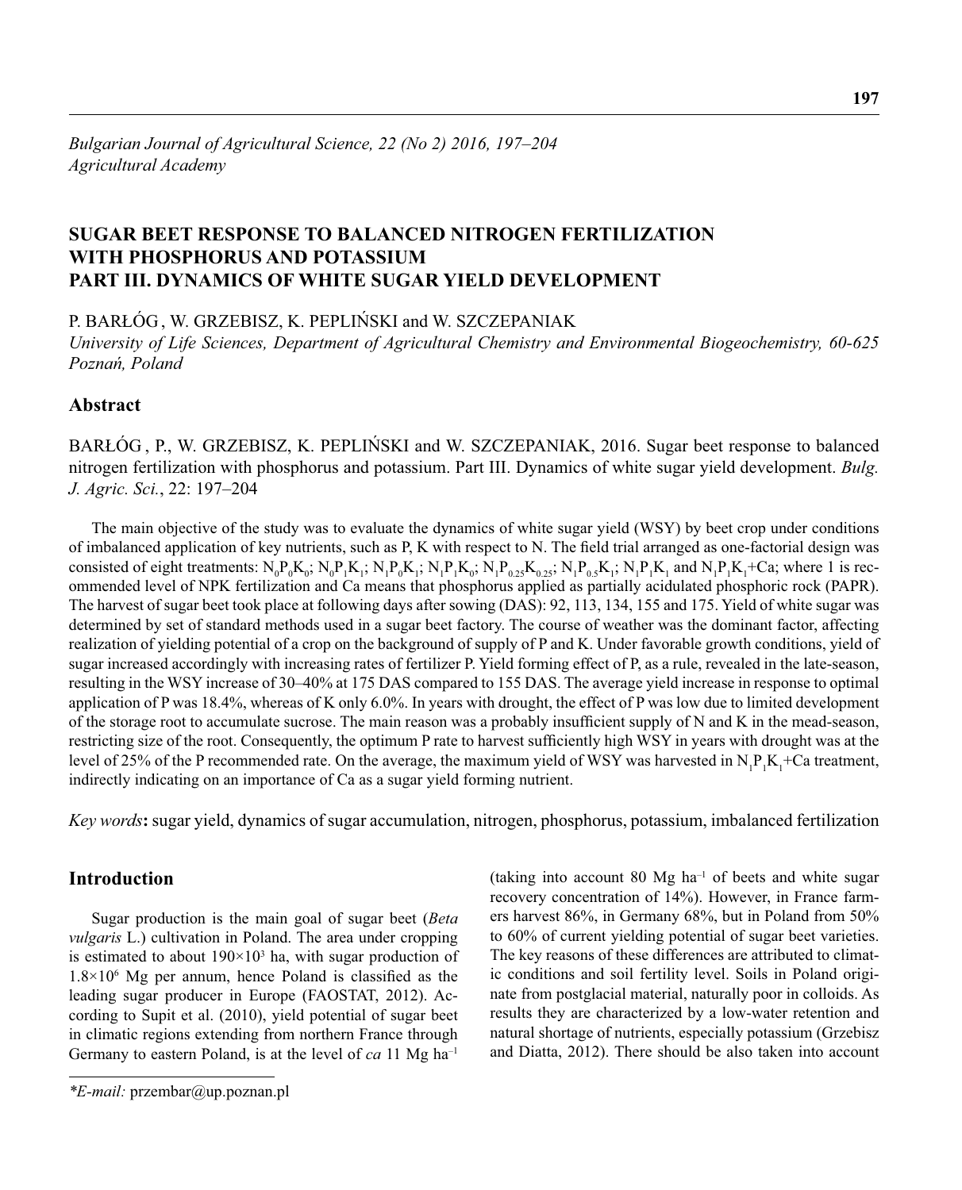*Bulgarian Journal of Agricultural Science, 22 (No 2) 2016, 197–204*
*Agricultural Academy*

# SUGAR BEET RESPONSE TO BALANCED NITROGEN FERTILIZATION WITH PHOSPHORUS AND POTASSIUM PART III. DYNAMICS OF WHITE SUGAR YIELD DEVELOPMENT

P. BARŁÓG , W. GRZEBISZ, K. PEPLIŃSKI and W. SZCZEPANIAK

*University of Life Sciences, Department of Agricultural Chemistry and Environmental Biogeochemistry, 60-625 Poznań, Poland*

## Abstract

BARŁÓG , P., W. GRZEBISZ, K. PEPLIŃSKI and W. SZCZEPANIAK, 2016. Sugar beet response to balanced nitrogen fertilization with phosphorus and potassium. Part III. Dynamics of white sugar yield development. *Bulg. J. Agric. Sci.*, 22: 197–204

The main objective of the study was to evaluate the dynamics of white sugar yield (WSY) by beet crop under conditions of imbalanced application of key nutrients, such as P, K with respect to N. The field trial arranged as one-factorial design was consisted of eight treatments: $N_0P_0K_0$; $N_0P_1K_1$; $N_1P_0K_1$; $N_1P_1K_0$; $N_1P_{0.25}K_{0.25}$; $N_1P_{0.5}K_1$; $N_1P_1K_1$ and $N_1P_1K_1$+Ca; where 1 is recommended level of NPK fertilization and Ca means that phosphorus applied as partially acidulated phosphoric rock (PAPR). The harvest of sugar beet took place at following days after sowing (DAS): 92, 113, 134, 155 and 175. Yield of white sugar was determined by set of standard methods used in a sugar beet factory. The course of weather was the dominant factor, affecting realization of yielding potential of a crop on the background of supply of P and K. Under favorable growth conditions, yield of sugar increased accordingly with increasing rates of fertilizer P. Yield forming effect of P, as a rule, revealed in the late-season, resulting in the WSY increase of 30–40% at 175 DAS compared to 155 DAS. The average yield increase in response to optimal application of P was 18.4%, whereas of K only 6.0%. In years with drought, the effect of P was low due to limited development of the storage root to accumulate sucrose. The main reason was a probably insufficient supply of N and K in the mead-season, restricting size of the root. Consequently, the optimum P rate to harvest sufficiently high WSY in years with drought was at the level of 25% of the P recommended rate. On the average, the maximum yield of WSY was harvested in $N_1P_1K_1$+Ca treatment, indirectly indicating on an importance of Ca as a sugar yield forming nutrient.

*Key words***:** sugar yield, dynamics of sugar accumulation, nitrogen, phosphorus, potassium, imbalanced fertilization

## Introduction

Sugar production is the main goal of sugar beet (*Beta vulgaris* L.) cultivation in Poland. The area under cropping is estimated to about $190 \times 10^3$ ha, with sugar production of $1.8 \times 10^6$ Mg per annum, hence Poland is classified as the leading sugar producer in Europe (FAOSTAT, 2012). According to Supit et al. (2010), yield potential of sugar beet in climatic regions extending from northern France through Germany to eastern Poland, is at the level of *ca* 11 Mg $ha^{-1}$ (taking into account 80 Mg $ha^{-1}$ of beets and white sugar recovery concentration of 14%). However, in France farmers harvest 86%, in Germany 68%, but in Poland from 50% to 60% of current yielding potential of sugar beet varieties. The key reasons of these differences are attributed to climatic conditions and soil fertility level. Soils in Poland originate from postglacial material, naturally poor in colloids. As results they are characterized by a low-water retention and natural shortage of nutrients, especially potassium (Grzebisz and Diatta, 2012). There should be also taken into account

*\*E-mail:* przembar@up.poznan.pl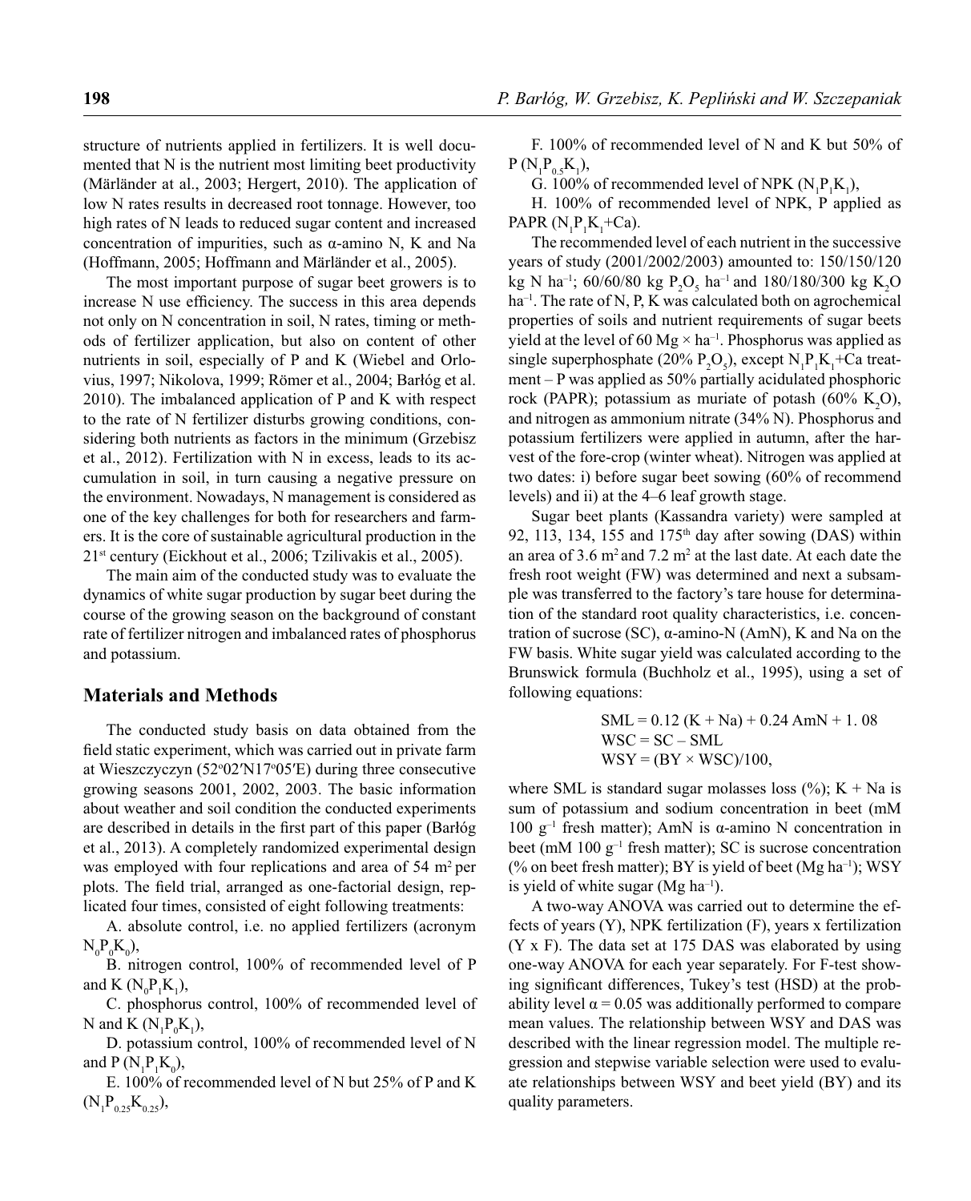structure of nutrients applied in fertilizers. It is well documented that N is the nutrient most limiting beet productivity (Märländer at al., 2003; Hergert, 2010). The application of low N rates results in decreased root tonnage. However, too high rates of N leads to reduced sugar content and increased concentration of impurities, such as α-amino N, K and Na (Hoffmann, 2005; Hoffmann and Märländer et al., 2005).

The most important purpose of sugar beet growers is to increase N use efficiency. The success in this area depends not only on N concentration in soil, N rates, timing or methods of fertilizer application, but also on content of other nutrients in soil, especially of P and K (Wiebel and Orlovius, 1997; Nikolova, 1999; Römer et al., 2004; Barłóg et al. 2010). The imbalanced application of P and K with respect to the rate of N fertilizer disturbs growing conditions, considering both nutrients as factors in the minimum (Grzebisz et al., 2012). Fertilization with N in excess, leads to its accumulation in soil, in turn causing a negative pressure on the environment. Nowadays, N management is considered as one of the key challenges for both for researchers and farmers. It is the core of sustainable agricultural production in the 21st century (Eickhout et al., 2006; Tzilivakis et al., 2005).

The main aim of the conducted study was to evaluate the dynamics of white sugar production by sugar beet during the course of the growing season on the background of constant rate of fertilizer nitrogen and imbalanced rates of phosphorus and potassium.

## Materials and Methods

The conducted study basis on data obtained from the field static experiment, which was carried out in private farm at Wieszczyczyn (52°02′N17°05′E) during three consecutive growing seasons 2001, 2002, 2003. The basic information about weather and soil condition the conducted experiments are described in details in the first part of this paper (Barłóg et al., 2013). A completely randomized experimental design was employed with four replications and area of 54 m² per plots. The field trial, arranged as one-factorial design, replicated four times, consisted of eight following treatments:

A. absolute control, i.e. no applied fertilizers (acronym $N_0P_0K_0$),

B. nitrogen control, 100% of recommended level of P and K ($N_0P_1K_1$),

C. phosphorus control, 100% of recommended level of N and K ($N_1P_0K_1$),

D. potassium control, 100% of recommended level of N and P ($N_1P_1K_0$),

E. 100% of recommended level of N but 25% of P and K ($N_1P_{0.25}K_{0.25}$),

F. 100% of recommended level of N and K but 50% of P ($N_1P_{0.5}K_1$),

G. 100% of recommended level of NPK ($N_1P_1K_1$),

H. 100% of recommended level of NPK, P applied as PAPR ($N_1P_1K_1$+Ca).

The recommended level of each nutrient in the successive years of study (2001/2002/2003) amounted to: 150/150/120 kg N ha$^{-1}$; 60/60/80 kg $P_2O_5$ ha$^{-1}$ and 180/180/300 kg $K_2O$ ha$^{-1}$. The rate of N, P, K was calculated both on agrochemical properties of soils and nutrient requirements of sugar beets yield at the level of 60 Mg × ha$^{-1}$. Phosphorus was applied as single superphosphate (20% $P_2O_5$), except $N_1P_1K_1$+Ca treatment – P was applied as 50% partially acidulated phosphoric rock (PAPR); potassium as muriate of potash (60% $K_2O$), and nitrogen as ammonium nitrate (34% N). Phosphorus and potassium fertilizers were applied in autumn, after the harvest of the fore-crop (winter wheat). Nitrogen was applied at two dates: i) before sugar beet sowing (60% of recommend levels) and ii) at the 4–6 leaf growth stage.

Sugar beet plants (Kassandra variety) were sampled at 92, 113, 134, 155 and 175th day after sowing (DAS) within an area of 3.6 m² and 7.2 m² at the last date. At each date the fresh root weight (FW) was determined and next a subsample was transferred to the factory's tare house for determination of the standard root quality characteristics, i.e. concentration of sucrose (SC), α-amino-N (AmN), K and Na on the FW basis. White sugar yield was calculated according to the Brunswick formula (Buchholz et al., 1995), using a set of following equations:

$$SML = 0.12\,(K + Na) + 0.24\,AmN + 1.08$$
$$WSC = SC - SML$$
$$WSY = (BY \times WSC)/100,$$

where SML is standard sugar molasses loss (%); K + Na is sum of potassium and sodium concentration in beet (mM 100 g$^{-1}$ fresh matter); AmN is α-amino N concentration in beet (mM 100 g$^{-1}$ fresh matter); SC is sucrose concentration (% on beet fresh matter); BY is yield of beet (Mg ha$^{-1}$); WSY is yield of white sugar (Mg ha$^{-1}$).

A two-way ANOVA was carried out to determine the effects of years (Y), NPK fertilization (F), years x fertilization (Y x F). The data set at 175 DAS was elaborated by using one-way ANOVA for each year separately. For F-test showing significant differences, Tukey's test (HSD) at the probability level $\alpha = 0.05$ was additionally performed to compare mean values. The relationship between WSY and DAS was described with the linear regression model. The multiple regression and stepwise variable selection were used to evaluate relationships between WSY and beet yield (BY) and its quality parameters.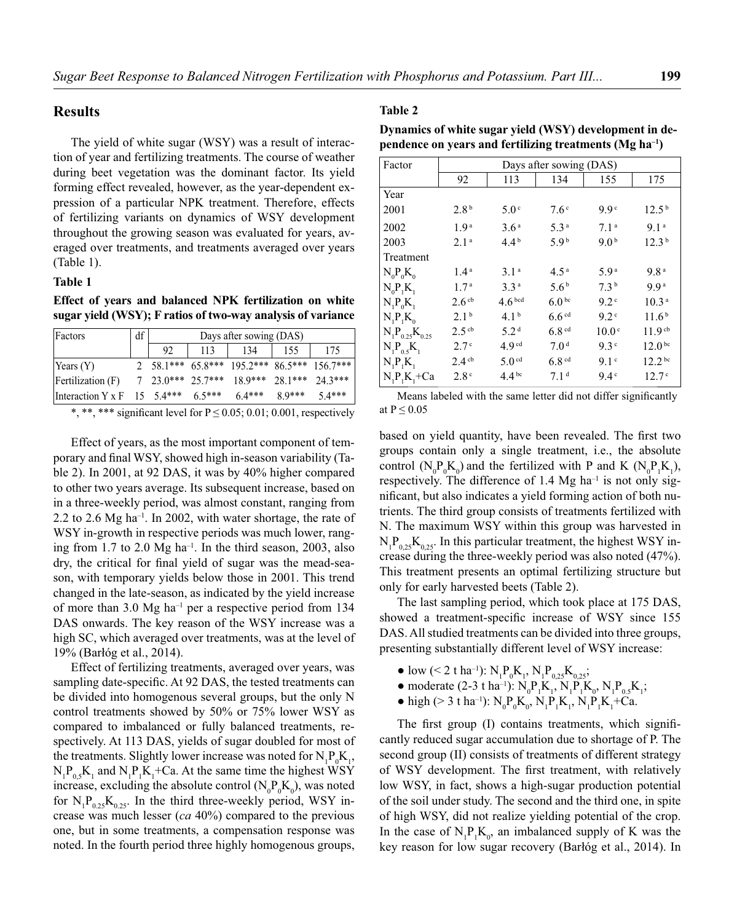## Results

The yield of white sugar (WSY) was a result of interaction of year and fertilizing treatments. The course of weather during beet vegetation was the dominant factor. Its yield forming effect revealed, however, as the year-dependent expression of a particular NPK treatment. Therefore, effects of fertilizing variants on dynamics of WSY development throughout the growing season was evaluated for years, averaged over treatments, and treatments averaged over years (Table 1).

**Table 1**

**Effect of years and balanced NPK fertilization on white sugar yield (WSY); F ratios of two-way analysis of variance**

| Factors | df | Days after sowing (DAS) | | | | |
|---|---|---|---|---|---|---|
| | | 92 | 113 | 134 | 155 | 175 |
| Years (Y) | 2 | 58.1*** | 65.8*** | 195.2*** | 86.5*** | 156.7*** |
| Fertilization (F) | 7 | 23.0*** | 25.7*** | 18.9*** | 28.1*** | 24.3*** |
| Interaction Y x F | 15 | 5.4*** | 6.5*** | 6.4*** | 8.9*** | 5.4*** |

*, **, *** significant level for $P \leq 0.05$; 0.01; 0.001, respectively

Effect of years, as the most important component of temporary and final WSY, showed high in-season variability (Table 2). In 2001, at 92 DAS, it was by 40% higher compared to other two years average. Its subsequent increase, based on in a three-weekly period, was almost constant, ranging from 2.2 to 2.6 Mg ha$^{-1}$. In 2002, with water shortage, the rate of WSY in-growth in respective periods was much lower, ranging from 1.7 to 2.0 Mg ha$^{-1}$. In the third season, 2003, also dry, the critical for final yield of sugar was the mead-season, with temporary yields below those in 2001. This trend changed in the late-season, as indicated by the yield increase of more than 3.0 Mg ha$^{-1}$ per a respective period from 134 DAS onwards. The key reason of the WSY increase was a high SC, which averaged over treatments, was at the level of 19% (Barłóg et al., 2014).

Effect of fertilizing treatments, averaged over years, was sampling date-specific. At 92 DAS, the tested treatments can be divided into homogenous several groups, but the only N control treatments showed by 50% or 75% lower WSY as compared to imbalanced or fully balanced treatments, respectively. At 113 DAS, yields of sugar doubled for most of the treatments. Slightly lower increase was noted for $N_1P_0K_1$, $N_1P_{0.5}K_1$ and $N_1P_1K_1$+Ca. At the same time the highest WSY increase, excluding the absolute control ($N_0P_0K_0$), was noted for $N_1P_{0.25}K_{0.25}$. In the third three-weekly period, WSY increase was much lesser (*ca* 40%) compared to the previous one, but in some treatments, a compensation response was noted. In the fourth period three highly homogenous groups,

**Table 2**

**Dynamics of white sugar yield (WSY) development in dependence on years and fertilizing treatments (Mg ha$^{-1}$)**

| Factor | Days after sowing (DAS) | | | | |
|---|---|---|---|---|---|
| | 92 | 113 | 134 | 155 | 175 |
| Year | | | | | |
| 2001 | 2.8 $^{b}$ | 5.0 $^{c}$ | 7.6 $^{c}$ | 9.9 $^{c}$ | 12.5 $^{b}$ |
| 2002 | 1.9 $^{a}$ | 3.6 $^{a}$ | 5.3 $^{a}$ | 7.1 $^{a}$ | 9.1 $^{a}$ |
| 2003 | 2.1 $^{a}$ | 4.4 $^{b}$ | 5.9 $^{b}$ | 9.0 $^{b}$ | 12.3 $^{b}$ |
| Treatment | | | | | |
| $N_0P_0K_0$ | 1.4 $^{a}$ | 3.1 $^{a}$ | 4.5 $^{a}$ | 5.9 $^{a}$ | 9.8 $^{a}$ |
| $N_0P_1K_1$ | 1.7 $^{a}$ | 3.3 $^{a}$ | 5.6 $^{b}$ | 7.3 $^{b}$ | 9.9 $^{a}$ |
| $N_1P_0K_1$ | 2.6 $^{cb}$ | 4.6 $^{bcd}$ | 6.0 $^{bc}$ | 9.2 $^{c}$ | 10.3 $^{a}$ |
| $N_1P_1K_0$ | 2.1 $^{b}$ | 4.1 $^{b}$ | 6.6 $^{cd}$ | 9.2 $^{c}$ | 11.6 $^{b}$ |
| $N_1P_{0.25}K_{0.25}$ | 2.5 $^{cb}$ | 5.2 $^{d}$ | 6.8 $^{cd}$ | 10.0 $^{c}$ | 11.9 $^{cb}$ |
| $N_1P_{0.5}K_1$ | 2.7 $^{c}$ | 4.9 $^{cd}$ | 7.0 $^{d}$ | 9.3 $^{c}$ | 12.0 $^{bc}$ |
| $N_1P_1K_1$ | 2.4 $^{cb}$ | 5.0 $^{cd}$ | 6.8 $^{cd}$ | 9.1 $^{c}$ | 12.2 $^{bc}$ |
| $N_1P_1K_1$+Ca | 2.8 $^{c}$ | 4.4 $^{bc}$ | 7.1 $^{d}$ | 9.4 $^{c}$ | 12.7 $^{c}$ |

Means labeled with the same letter did not differ significantly at $P \leq 0.05$

based on yield quantity, have been revealed. The first two groups contain only a single treatment, i.e., the absolute control ($N_0P_0K_0$) and the fertilized with P and K ($N_0P_1K_1$), respectively. The difference of 1.4 Mg ha$^{-1}$ is not only significant, but also indicates a yield forming action of both nutrients. The third group consists of treatments fertilized with N. The maximum WSY within this group was harvested in $N_1P_{0.25}K_{0.25}$. In this particular treatment, the highest WSY increase during the three-weekly period was also noted (47%). This treatment presents an optimal fertilizing structure but only for early harvested beets (Table 2).

The last sampling period, which took place at 175 DAS, showed a treatment-specific increase of WSY since 155 DAS. All studied treatments can be divided into three groups, presenting substantially different level of WSY increase:

- low (< 2 t ha$^{-1}$): $N_1P_0K_1$, $N_1P_{0.25}K_{0.25}$;
- moderate (2-3 t ha$^{-1}$): $N_0P_1K_1$, $N_1P_1K_0$, $N_1P_{0.5}K_1$;
- high (> 3 t ha$^{-1}$): $N_0P_0K_0$, $N_1P_1K_1$, $N_1P_1K_1$+Ca.

The first group (I) contains treatments, which significantly reduced sugar accumulation due to shortage of P. The second group (II) consists of treatments of different strategy of WSY development. The first treatment, with relatively low WSY, in fact, shows a high-sugar production potential of the soil under study. The second and the third one, in spite of high WSY, did not realize yielding potential of the crop. In the case of $N_1P_1K_0$, an imbalanced supply of K was the key reason for low sugar recovery (Barłóg et al., 2014). In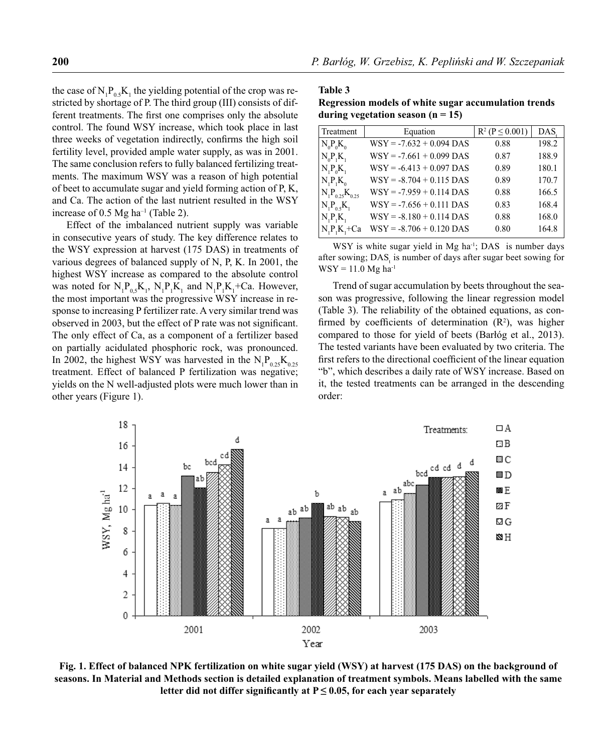the case of $N_1P_{0.5}K_1$ the yielding potential of the crop was restricted by shortage of P. The third group (III) consists of different treatments. The first one comprises only the absolute control. The found WSY increase, which took place in last three weeks of vegetation indirectly, confirms the high soil fertility level, provided ample water supply, as was in 2001. The same conclusion refers to fully balanced fertilizing treatments. The maximum WSY was a reason of high potential of beet to accumulate sugar and yield forming action of P, K, and Ca. The action of the last nutrient resulted in the WSY increase of 0.5 Mg ha$^{-1}$ (Table 2).

Effect of the imbalanced nutrient supply was variable in consecutive years of study. The key difference relates to the WSY expression at harvest (175 DAS) in treatments of various degrees of balanced supply of N, P, K. In 2001, the highest WSY increase as compared to the absolute control was noted for $N_1P_{0.5}K_1$, $N_1P_1K_1$ and $N_1P_1K_1$+Ca. However, the most important was the progressive WSY increase in response to increasing P fertilizer rate. A very similar trend was observed in 2003, but the effect of P rate was not significant. The only effect of Ca, as a component of a fertilizer based on partially acidulated phosphoric rock, was pronounced. In 2002, the highest WSY was harvested in the $N_1P_{0.25}K_{0.25}$ treatment. Effect of balanced P fertilization was negative; yields on the N well-adjusted plots were much lower than in other years (Figure 1).

**Table 3**
**Regression models of white sugar accumulation trends during vegetation season (n = 15)**

| Treatment | Equation | $R^2$ ($P \leq 0.001$) | $DAS_t$ |
|---|---|---|---|
| $N_0P_0K_0$ | WSY = -7.632 + 0.094 DAS | 0.88 | 198.2 |
| $N_0P_1K_1$ | WSY = -7.661 + 0.099 DAS | 0.87 | 188.9 |
| $N_1P_0K_1$ | WSY = -6.413 + 0.097 DAS | 0.89 | 180.1 |
| $N_1P_1K_0$ | WSY = -8.704 + 0.115 DAS | 0.89 | 170.7 |
| $N_1P_{0.25}K_{0.25}$ | WSY = -7.959 + 0.114 DAS | 0.88 | 166.5 |
| $N_1P_{0.5}K_1$ | WSY = -7.656 + 0.111 DAS | 0.83 | 168.4 |
| $N_1P_1K_1$ | WSY = -8.180 + 0.114 DAS | 0.88 | 168.0 |
| $N_1P_1K_1$+Ca | WSY = -8.706 + 0.120 DAS | 0.80 | 164.8 |

WSY is white sugar yield in Mg ha$^{-1}$; DAS is number days after sowing; $DAS_t$ is number of days after sugar beet sowing for WSY = 11.0 Mg ha$^{-1}$

Trend of sugar accumulation by beets throughout the season was progressive, following the linear regression model (Table 3). The reliability of the obtained equations, as confirmed by coefficients of determination ($R^2$), was higher compared to those for yield of beets (Barłóg et al., 2013). The tested variants have been evaluated by two criteria. The first refers to the directional coefficient of the linear equation "b", which describes a daily rate of WSY increase. Based on it, the tested treatments can be arranged in the descending order:

**Fig. 1. Effect of balanced NPK fertilization on white sugar yield (WSY) at harvest (175 DAS) on the background of seasons. In Material and Methods section is detailed explanation of treatment symbols. Means labelled with the same letter did not differ significantly at P ≤ 0.05, for each year separately**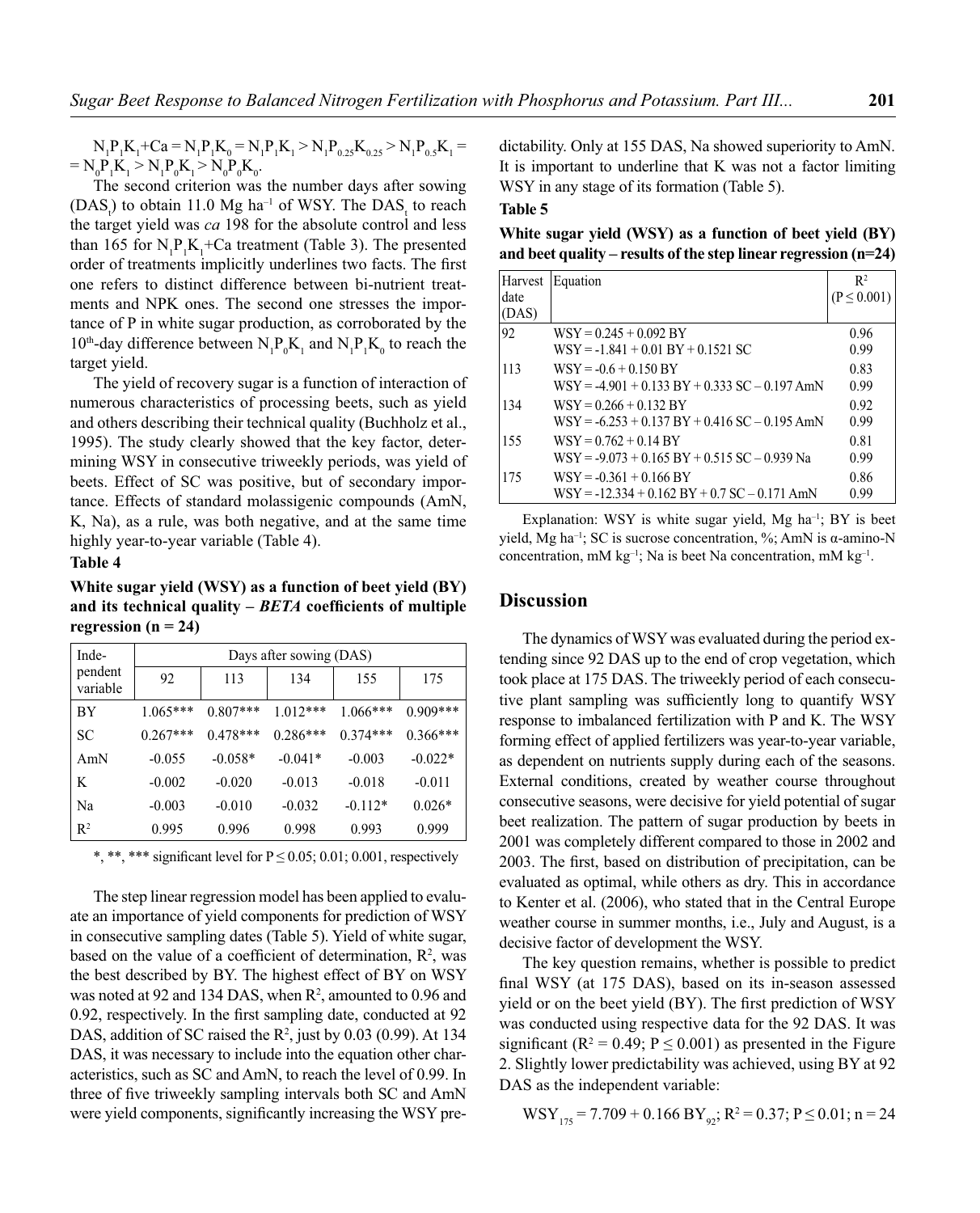$N_1P_1K_1$+Ca = $N_1P_1K_0$ = $N_1P_1K_1$ > $N_1P_{0.25}K_{0.25}$ > $N_1P_{0.5}K_1$ = = $N_0P_1K_1$ > $N_1P_0K_1$ > $N_0P_0K_0$.

The second criterion was the number days after sowing ($DAS_t$) to obtain 11.0 Mg ha$^{-1}$ of WSY. The $DAS_t$ to reach the target yield was *ca* 198 for the absolute control and less than 165 for $N_1P_1K_1$+Ca treatment (Table 3). The presented order of treatments implicitly underlines two facts. The first one refers to distinct difference between bi-nutrient treatments and NPK ones. The second one stresses the importance of P in white sugar production, as corroborated by the 10th-day difference between $N_1P_0K_1$ and $N_1P_1K_0$ to reach the target yield.

The yield of recovery sugar is a function of interaction of numerous characteristics of processing beets, such as yield and others describing their technical quality (Buchholz et al., 1995). The study clearly showed that the key factor, determining WSY in consecutive triweekly periods, was yield of beets. Effect of SC was positive, but of secondary importance. Effects of standard molassigenic compounds (AmN, K, Na), as a rule, was both negative, and at the same time highly year-to-year variable (Table 4).

**Table 4**

**White sugar yield (WSY) as a function of beet yield (BY) and its technical quality – *BETA* coefficients of multiple regression (n = 24)**

| Independent variable | Days after sowing (DAS) | | | | |
|---|---|---|---|---|---|
| | 92 | 113 | 134 | 155 | 175 |
| BY | 1.065*** | 0.807*** | 1.012*** | 1.066*** | 0.909*** |
| SC | 0.267*** | 0.478*** | 0.286*** | 0.374*** | 0.366*** |
| AmN | -0.055 | -0.058* | -0.041* | -0.003 | -0.022* |
| K | -0.002 | -0.020 | -0.013 | -0.018 | -0.011 |
| Na | -0.003 | -0.010 | -0.032 | -0.112* | 0.026* |
| $R^2$ | 0.995 | 0.996 | 0.998 | 0.993 | 0.999 |

*, **, *** significant level for $P \leq 0.05$; 0.01; 0.001, respectively

The step linear regression model has been applied to evaluate an importance of yield components for prediction of WSY in consecutive sampling dates (Table 5). Yield of white sugar, based on the value of a coefficient of determination, $R^2$, was the best described by BY. The highest effect of BY on WSY was noted at 92 and 134 DAS, when $R^2$, amounted to 0.96 and 0.92, respectively. In the first sampling date, conducted at 92 DAS, addition of SC raised the $R^2$, just by 0.03 (0.99). At 134 DAS, it was necessary to include into the equation other characteristics, such as SC and AmN, to reach the level of 0.99. In three of five triweekly sampling intervals both SC and AmN were yield components, significantly increasing the WSY predictability. Only at 155 DAS, Na showed superiority to AmN. It is important to underline that K was not a factor limiting WSY in any stage of its formation (Table 5).

**Table 5**

**White sugar yield (WSY) as a function of beet yield (BY) and beet quality – results of the step linear regression (n=24)**

| Harvest date (DAS) | Equation | $R^2$ ($P \leq 0.001$) |
|---|---|---|
| 92 | WSY = 0.245 + 0.092 BY | 0.96 |
| | WSY = -1.841 + 0.01 BY + 0.1521 SC | 0.99 |
| 113 | WSY = -0.6 + 0.150 BY | 0.83 |
| | WSY = -4.901 + 0.133 BY + 0.333 SC – 0.197 AmN | 0.99 |
| 134 | WSY = 0.266 + 0.132 BY | 0.92 |
| | WSY = -6.253 + 0.137 BY + 0.416 SC – 0.195 AmN | 0.99 |
| 155 | WSY = 0.762 + 0.14 BY | 0.81 |
| | WSY = -9.073 + 0.165 BY + 0.515 SC – 0.939 Na | 0.99 |
| 175 | WSY = -0.361 + 0.166 BY | 0.86 |
| | WSY = -12.334 + 0.162 BY + 0.7 SC – 0.171 AmN | 0.99 |

Explanation: WSY is white sugar yield, Mg ha$^{-1}$; BY is beet yield, Mg ha$^{-1}$; SC is sucrose concentration, %; AmN is α-amino-N concentration, mM kg$^{-1}$; Na is beet Na concentration, mM kg$^{-1}$.

## Discussion

The dynamics of WSY was evaluated during the period extending since 92 DAS up to the end of crop vegetation, which took place at 175 DAS. The triweekly period of each consecutive plant sampling was sufficiently long to quantify WSY response to imbalanced fertilization with P and K. The WSY forming effect of applied fertilizers was year-to-year variable, as dependent on nutrients supply during each of the seasons. External conditions, created by weather course throughout consecutive seasons, were decisive for yield potential of sugar beet realization. The pattern of sugar production by beets in 2001 was completely different compared to those in 2002 and 2003. The first, based on distribution of precipitation, can be evaluated as optimal, while others as dry. This in accordance to Kenter et al. (2006), who stated that in the Central Europe weather course in summer months, i.e., July and August, is a decisive factor of development the WSY.

The key question remains, whether is possible to predict final WSY (at 175 DAS), based on its in-season assessed yield or on the beet yield (BY). The first prediction of WSY was conducted using respective data for the 92 DAS. It was significant ($R^2 = 0.49$; $P \leq 0.001$) as presented in the Figure 2. Slightly lower predictability was achieved, using BY at 92 DAS as the independent variable:

$$WSY_{175} = 7.709 + 0.166\ BY_{92};\ R^2 = 0.37;\ P \leq 0.01;\ n = 24$$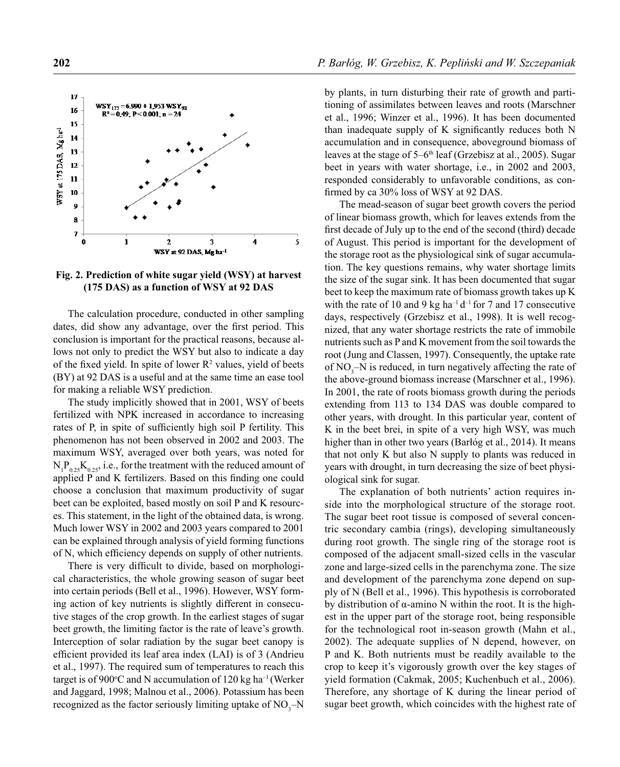**Fig. 2. Prediction of white sugar yield (WSY) at harvest (175 DAS) as a function of WSY at 92 DAS**

The calculation procedure, conducted in other sampling dates, did show any advantage, over the first period. This conclusion is important for the practical reasons, because allows not only to predict the WSY but also to indicate a day of the fixed yield. In spite of lower $R^2$ values, yield of beets (BY) at 92 DAS is a useful and at the same time an ease tool for making a reliable WSY prediction.

The study implicitly showed that in 2001, WSY of beets fertilized with NPK increased in accordance to increasing rates of P, in spite of sufficiently high soil P fertility. This phenomenon has not been observed in 2002 and 2003. The maximum WSY, averaged over both years, was noted for $N_1P_{0.25}K_{0.25}$, i.e., for the treatment with the reduced amount of applied P and K fertilizers. Based on this finding one could choose a conclusion that maximum productivity of sugar beet can be exploited, based mostly on soil P and K resources. This statement, in the light of the obtained data, is wrong. Much lower WSY in 2002 and 2003 years compared to 2001 can be explained through analysis of yield forming functions of N, which efficiency depends on supply of other nutrients.

There is very difficult to divide, based on morphological characteristics, the whole growing season of sugar beet into certain periods (Bell et al., 1996). However, WSY forming action of key nutrients is slightly different in consecutive stages of the crop growth. In the earliest stages of sugar beet growth, the limiting factor is the rate of leave's growth. Interception of solar radiation by the sugar beet canopy is efficient provided its leaf area index (LAI) is of 3 (Andrieu et al., 1997). The required sum of temperatures to reach this target is of 900°C and N accumulation of 120 kg ha$^{-1}$ (Werker and Jaggard, 1998; Malnou et al., 2006). Potassium has been recognized as the factor seriously limiting uptake of $NO_3$–N by plants, in turn disturbing their rate of growth and partitioning of assimilates between leaves and roots (Marschner et al., 1996; Winzer et al., 1996). It has been documented than inadequate supply of K significantly reduces both N accumulation and in consequence, aboveground biomass of leaves at the stage of 5–6$^{th}$ leaf (Grzebisz at al., 2005). Sugar beet in years with water shortage, i.e., in 2002 and 2003, responded considerably to unfavorable conditions, as confirmed by ca 30% loss of WSY at 92 DAS.

The mead-season of sugar beet growth covers the period of linear biomass growth, which for leaves extends from the first decade of July up to the end of the second (third) decade of August. This period is important for the development of the storage root as the physiological sink of sugar accumulation. The key questions remains, why water shortage limits the size of the sugar sink. It has been documented that sugar beet to keep the maximum rate of biomass growth takes up K with the rate of 10 and 9 kg ha$^{-1}$ d$^{-1}$ for 7 and 17 consecutive days, respectively (Grzebisz et al., 1998). It is well recognized, that any water shortage restricts the rate of immobile nutrients such as P and K movement from the soil towards the root (Jung and Classen, 1997). Consequently, the uptake rate of $NO_3$–N is reduced, in turn negatively affecting the rate of the above-ground biomass increase (Marschner et al., 1996). In 2001, the rate of roots biomass growth during the periods extending from 113 to 134 DAS was double compared to other years, with drought. In this particular year, content of K in the beet brei, in spite of a very high WSY, was much higher than in other two years (Barłóg et al., 2014). It means that not only K but also N supply to plants was reduced in years with drought, in turn decreasing the size of beet physiological sink for sugar.

The explanation of both nutrients' action requires inside into the morphological structure of the storage root. The sugar beet root tissue is composed of several concentric secondary cambia (rings), developing simultaneously during root growth. The single ring of the storage root is composed of the adjacent small-sized cells in the vascular zone and large-sized cells in the parenchyma zone. The size and development of the parenchyma zone depend on supply of N (Bell et al., 1996). This hypothesis is corroborated by distribution of α-amino N within the root. It is the highest in the upper part of the storage root, being responsible for the technological root in-season growth (Mahn et al., 2002). The adequate supplies of N depend, however, on P and K. Both nutrients must be readily available to the crop to keep it's vigorously growth over the key stages of yield formation (Cakmak, 2005; Kuchenbuch et al., 2006). Therefore, any shortage of K during the linear period of sugar beet growth, which coincides with the highest rate of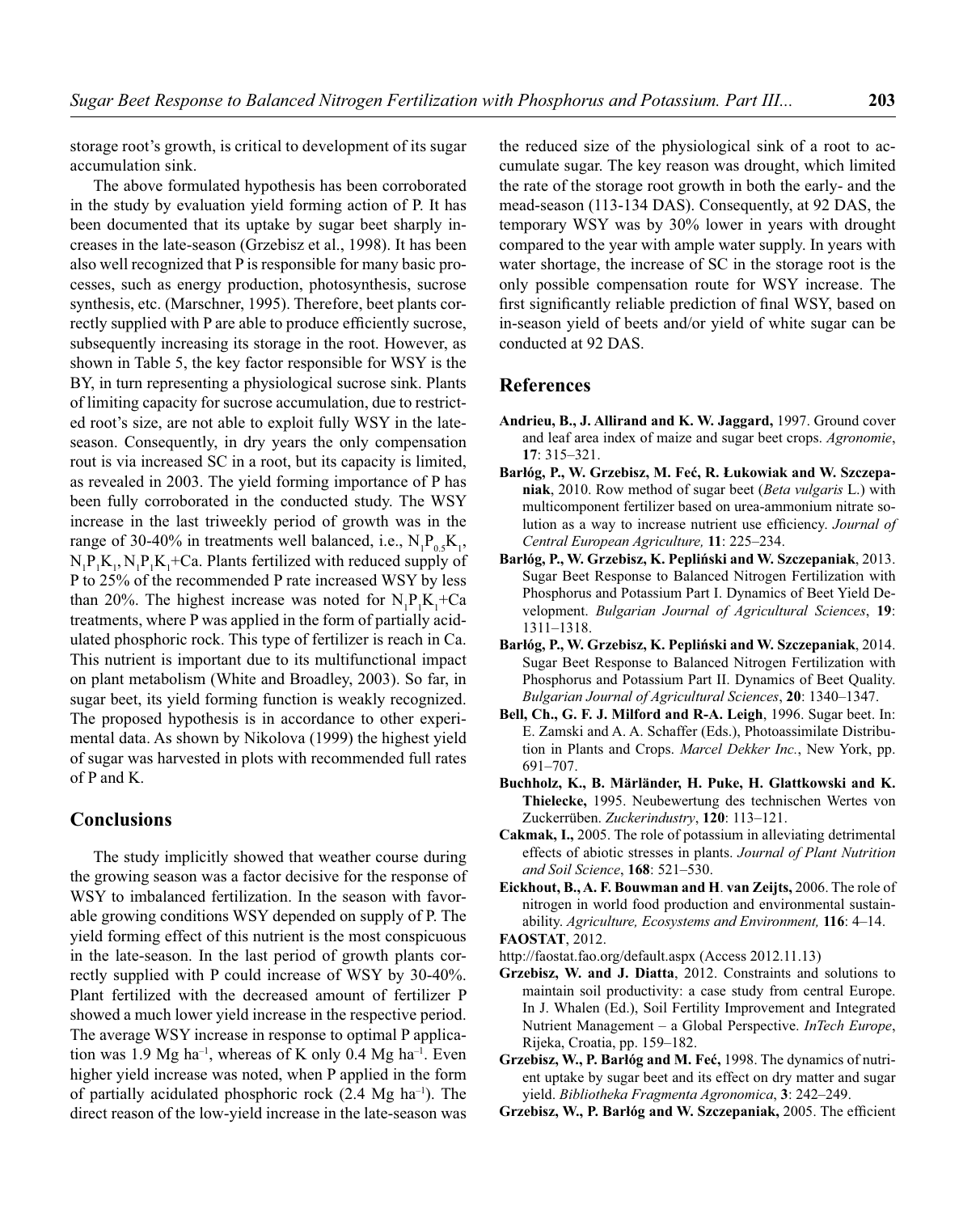storage root's growth, is critical to development of its sugar accumulation sink.

The above formulated hypothesis has been corroborated in the study by evaluation yield forming action of P. It has been documented that its uptake by sugar beet sharply increases in the late-season (Grzebisz et al., 1998). It has been also well recognized that P is responsible for many basic processes, such as energy production, photosynthesis, sucrose synthesis, etc. (Marschner, 1995). Therefore, beet plants correctly supplied with P are able to produce efficiently sucrose, subsequently increasing its storage in the root. However, as shown in Table 5, the key factor responsible for WSY is the BY, in turn representing a physiological sucrose sink. Plants of limiting capacity for sucrose accumulation, due to restricted root's size, are not able to exploit fully WSY in the late-season. Consequently, in dry years the only compensation rout is via increased SC in a root, but its capacity is limited, as revealed in 2003. The yield forming importance of P has been fully corroborated in the conducted study. The WSY increase in the last triweekly period of growth was in the range of 30-40% in treatments well balanced, i.e., $N_1P_{0.5}K_1$, $N_1P_1K_1$, $N_1P_1K_1$+Ca. Plants fertilized with reduced supply of P to 25% of the recommended P rate increased WSY by less than 20%. The highest increase was noted for $N_1P_1K_1$+Ca treatments, where P was applied in the form of partially acidulated phosphoric rock. This type of fertilizer is reach in Ca. This nutrient is important due to its multifunctional impact on plant metabolism (White and Broadley, 2003). So far, in sugar beet, its yield forming function is weakly recognized. The proposed hypothesis is in accordance to other experimental data. As shown by Nikolova (1999) the highest yield of sugar was harvested in plots with recommended full rates of P and K.

## Conclusions

The study implicitly showed that weather course during the growing season was a factor decisive for the response of WSY to imbalanced fertilization. In the season with favorable growing conditions WSY depended on supply of P. The yield forming effect of this nutrient is the most conspicuous in the late-season. In the last period of growth plants correctly supplied with P could increase of WSY by 30-40%. Plant fertilized with the decreased amount of fertilizer P showed a much lower yield increase in the respective period. The average WSY increase in response to optimal P application was 1.9 Mg ha$^{-1}$, whereas of K only 0.4 Mg ha$^{-1}$. Even higher yield increase was noted, when P applied in the form of partially acidulated phosphoric rock (2.4 Mg ha$^{-1}$). The direct reason of the low-yield increase in the late-season was the reduced size of the physiological sink of a root to accumulate sugar. The key reason was drought, which limited the rate of the storage root growth in both the early- and the mead-season (113-134 DAS). Consequently, at 92 DAS, the temporary WSY was by 30% lower in years with drought compared to the year with ample water supply. In years with water shortage, the increase of SC in the storage root is the only possible compensation route for WSY increase. The first significantly reliable prediction of final WSY, based on in-season yield of beets and/or yield of white sugar can be conducted at 92 DAS.

## References

**Andrieu, B., J. Allirand and K. W. Jaggard,** 1997. Ground cover and leaf area index of maize and sugar beet crops. *Agronomie*, **17**: 315–321.

**Barłóg, P., W. Grzebisz, M. Feć, R. Łukowiak and W. Szczepaniak**, 2010. Row method of sugar beet (*Beta vulgaris* L.) with multicomponent fertilizer based on urea-ammonium nitrate solution as a way to increase nutrient use efficiency. *Journal of Central European Agriculture,* **11**: 225–234.

**Barłóg, P., W. Grzebisz, K. Pepliński and W. Szczepaniak**, 2013. Sugar Beet Response to Balanced Nitrogen Fertilization with Phosphorus and Potassium Part I. Dynamics of Beet Yield Development. *Bulgarian Journal of Agricultural Sciences*, **19**: 1311–1318.

**Barłóg, P., W. Grzebisz, K. Pepliński and W. Szczepaniak**, 2014. Sugar Beet Response to Balanced Nitrogen Fertilization with Phosphorus and Potassium Part II. Dynamics of Beet Quality. *Bulgarian Journal of Agricultural Sciences*, **20**: 1340–1347.

**Bell, Ch., G. F. J. Milford and R-A. Leigh**, 1996. Sugar beet. In: E. Zamski and A. A. Schaffer (Eds.), Photoassimilate Distribution in Plants and Crops. *Marcel Dekker Inc.*, New York, pp. 691–707.

**Buchholz, K., B. Märländer, H. Puke, H. Glattkowski and K. Thielecke,** 1995. Neubewertung des technischen Wertes von Zuckerrüben. *Zuckerindustry*, **120**: 113–121.

**Cakmak, I.,** 2005. The role of potassium in alleviating detrimental effects of abiotic stresses in plants. *Journal of Plant Nutrition and Soil Science*, **168**: 521–530.

**Eickhout, B., A. F. Bouwman and H**. **van Zeijts,** 2006. The role of nitrogen in world food production and environmental sustainability. *Agriculture, Ecosystems and Environment,* **116**: 4–14.

**FAOSTAT**, 2012.

http://faostat.fao.org/default.aspx (Access 2012.11.13)

**Grzebisz, W. and J. Diatta**, 2012. Constraints and solutions to maintain soil productivity: a case study from central Europe. In J. Whalen (Ed.), Soil Fertility Improvement and Integrated Nutrient Management – a Global Perspective. *InTech Europe*, Rijeka, Croatia, pp. 159–182.

**Grzebisz, W., P. Barłóg and M. Feć,** 1998. The dynamics of nutrient uptake by sugar beet and its effect on dry matter and sugar yield. *Bibliotheka Fragmenta Agronomica*, **3**: 242–249.

**Grzebisz, W., P. Barłóg and W. Szczepaniak,** 2005. The efficient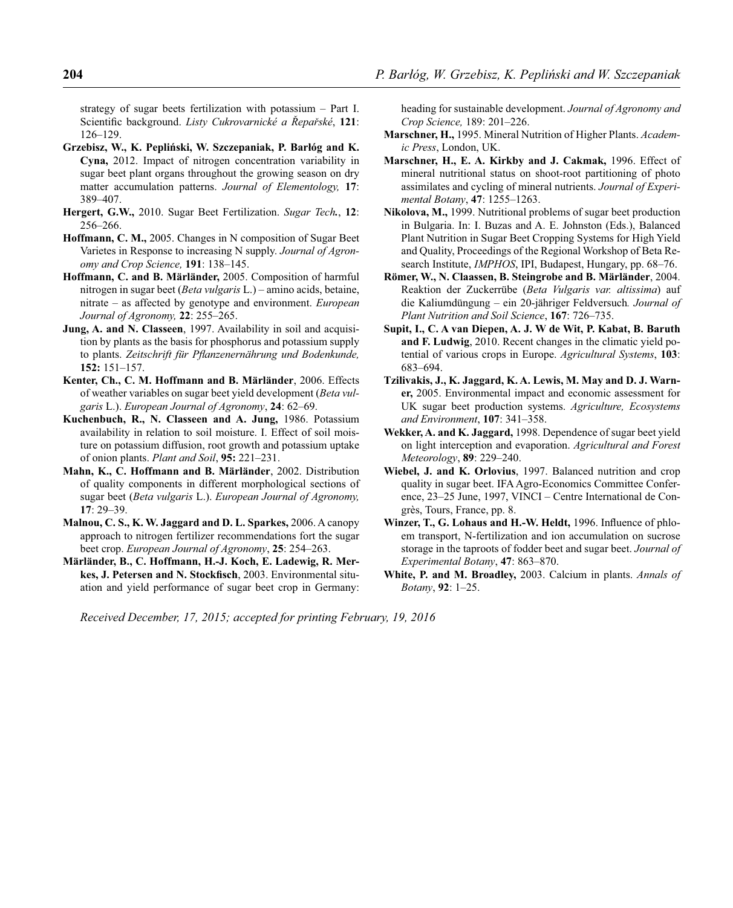strategy of sugar beets fertilization with potassium – Part I. Scientific background. *Listy Cukrovarnické a Řepařské*, **121**: 126–129.

**Grzebisz, W., K. Pepliński, W. Szczepaniak, P. Barłóg and K. Cyna,** 2012. Impact of nitrogen concentration variability in sugar beet plant organs throughout the growing season on dry matter accumulation patterns. *Journal of Elementology,* **17**: 389–407.

**Hergert, G.W.,** 2010. Sugar Beet Fertilization. *Sugar Tech.*, **12**: 256–266.

**Hoffmann, C. M.,** 2005. Changes in N composition of Sugar Beet Varietes in Response to increasing N supply. *Journal of Agronomy and Crop Science,* **191**: 138–145.

**Hoffmann, C. and B. Märländer,** 2005. Composition of harmful nitrogen in sugar beet (*Beta vulgaris* L.) – amino acids, betaine, nitrate – as affected by genotype and environment. *European Journal of Agronomy,* **22**: 255–265.

**Jung, A. and N. Classeen**, 1997. Availability in soil and acquisition by plants as the basis for phosphorus and potassium supply to plants. *Zeitschrift für Pflanzenernährung und Bodenkunde,* **152:** 151–157.

**Kenter, Ch., C. M. Hoffmann and B. Märländer**, 2006. Effects of weather variables on sugar beet yield development (*Beta vulgaris* L.). *European Journal of Agronomy*, **24**: 62–69.

**Kuchenbuch, R., N. Classeen and A. Jung,** 1986. Potassium availability in relation to soil moisture. I. Effect of soil moisture on potassium diffusion, root growth and potassium uptake of onion plants. *Plant and Soil*, **95:** 221–231.

**Mahn, K., C. Hoffmann and B. Märländer**, 2002. Distribution of quality components in different morphological sections of sugar beet (*Beta vulgaris* L.). *European Journal of Agronomy,* **17**: 29–39.

**Malnou, C. S., K. W. Jaggard and D. L. Sparkes,** 2006. A canopy approach to nitrogen fertilizer recommendations fort the sugar beet crop. *European Journal of Agronomy*, **25**: 254–263.

**Märländer, B., C. Hoffmann, H.-J. Koch, E. Ladewig, R. Merkes, J. Petersen and N. Stockfisch**, 2003. Environmental situation and yield performance of sugar beet crop in Germany: heading for sustainable development. *Journal of Agronomy and Crop Science,* 189: 201–226.

**Marschner, H.,** 1995. Mineral Nutrition of Higher Plants. *Academic Press*, London, UK.

**Marschner, H., E. A. Kirkby and J. Cakmak,** 1996. Effect of mineral nutritional status on shoot-root partitioning of photo assimilates and cycling of mineral nutrients. *Journal of Experimental Botany*, **47**: 1255–1263.

**Nikolova, M.,** 1999. Nutritional problems of sugar beet production in Bulgaria. In: I. Buzas and A. E. Johnston (Eds.), Balanced Plant Nutrition in Sugar Beet Cropping Systems for High Yield and Quality, Proceedings of the Regional Workshop of Beta Research Institute, *IMPHOS*, IPI, Budapest, Hungary, pp. 68–76.

**Römer, W., N. Claassen, B. Steingrobe and B. Märländer**, 2004. Reaktion der Zuckerrübe (*Beta Vulgaris var. altissima*) auf die Kaliumdüngung – ein 20-jähriger Feldversuch*. Journal of Plant Nutrition and Soil Science*, **167**: 726–735.

**Supit, I., C. A van Diepen, A. J. W de Wit, P. Kabat, B. Baruth and F. Ludwig**, 2010. Recent changes in the climatic yield potential of various crops in Europe. *Agricultural Systems*, **103**: 683–694.

**Tzilivakis, J., K. Jaggard, K. A. Lewis, M. May and D. J. Warner,** 2005. Environmental impact and economic assessment for UK sugar beet production systems. *Agriculture, Ecosystems and Environment*, **107**: 341–358.

**Wekker, A. and K. Jaggard,** 1998. Dependence of sugar beet yield on light interception and evaporation. *Agricultural and Forest Meteorology*, **89**: 229–240.

**Wiebel, J. and K. Orlovius**, 1997. Balanced nutrition and crop quality in sugar beet. IFA Agro-Economics Committee Conference, 23–25 June, 1997, VINCI – Centre International de Congrès, Tours, France, pp. 8.

**Winzer, T., G. Lohaus and H.-W. Heldt,** 1996. Influence of phloem transport, N-fertilization and ion accumulation on sucrose storage in the taproots of fodder beet and sugar beet. *Journal of Experimental Botany*, **47**: 863–870.

**White, P. and M. Broadley,** 2003. Calcium in plants. *Annals of Botany*, **92**: 1–25.

*Received December, 17, 2015; accepted for printing February, 19, 2016*